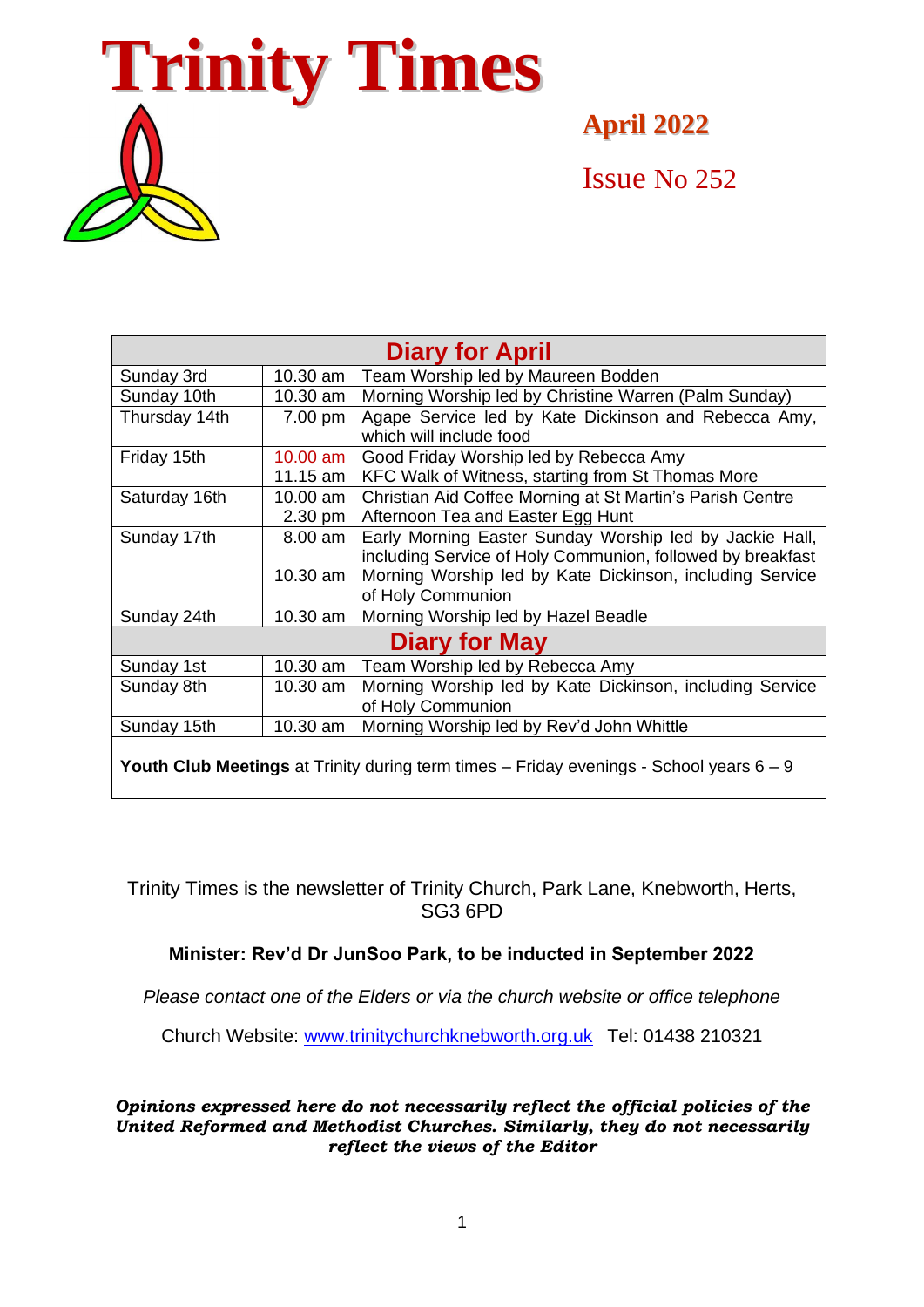# Trinity Times

**April 2022**

Issue No 252

| Diary for April | | |
|---|---|---|
| Sunday 3rd | 10.30 am | Team Worship led by Maureen Bodden |
| Sunday 10th | 10.30 am | Morning Worship led by Christine Warren (Palm Sunday) |
| Thursday 14th | 7.00 pm | Agape Service led by Kate Dickinson and Rebecca Amy, which will include food |
| Friday 15th | 10.00 am<br>11.15 am | Good Friday Worship led by Rebecca Amy<br>KFC Walk of Witness, starting from St Thomas More |
| Saturday 16th | 10.00 am<br>2.30 pm | Christian Aid Coffee Morning at St Martin's Parish Centre<br>Afternoon Tea and Easter Egg Hunt |
| Sunday 17th | 8.00 am<br><br>10.30 am | Early Morning Easter Sunday Worship led by Jackie Hall, including Service of Holy Communion, followed by breakfast<br>Morning Worship led by Kate Dickinson, including Service of Holy Communion |
| Sunday 24th | 10.30 am | Morning Worship led by Hazel Beadle |
| **Diary for May** | | |
| Sunday 1st | 10.30 am | Team Worship led by Rebecca Amy |
| Sunday 8th | 10.30 am | Morning Worship led by Kate Dickinson, including Service of Holy Communion |
| Sunday 15th | 10.30 am | Morning Worship led by Rev'd John Whittle |

**Youth Club Meetings** at Trinity during term times – Friday evenings - School years 6 – 9

Trinity Times is the newsletter of Trinity Church, Park Lane, Knebworth, Herts, SG3 6PD

**Minister: Rev'd Dr JunSoo Park, to be inducted in September 2022**

*Please contact one of the Elders or via the church website or office telephone*

Church Website: www.trinitychurchknebworth.org.uk Tel: 01438 210321

***Opinions expressed here do not necessarily reflect the official policies of the United Reformed and Methodist Churches. Similarly, they do not necessarily reflect the views of the Editor***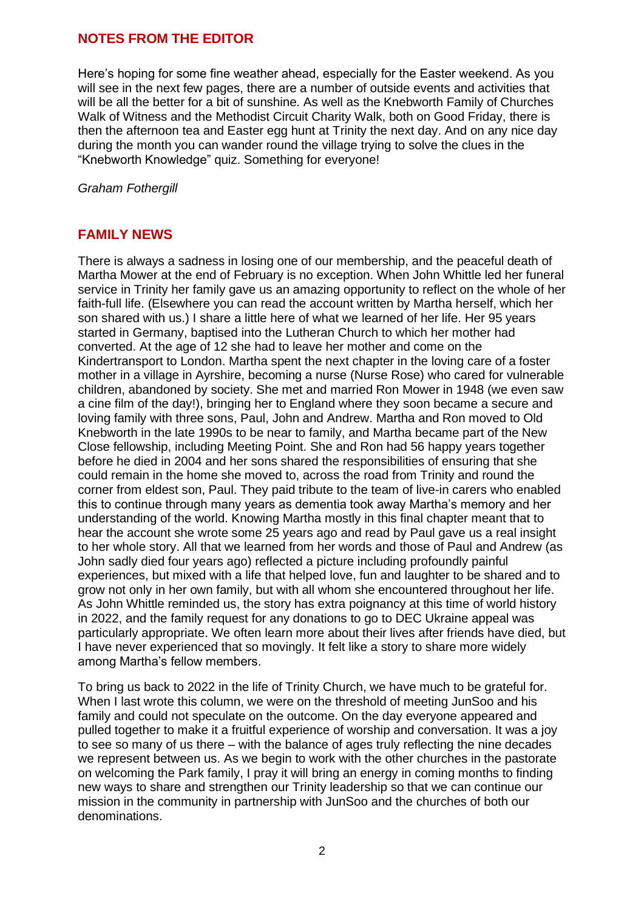## NOTES FROM THE EDITOR

Here's hoping for some fine weather ahead, especially for the Easter weekend. As you will see in the next few pages, there are a number of outside events and activities that will be all the better for a bit of sunshine. As well as the Knebworth Family of Churches Walk of Witness and the Methodist Circuit Charity Walk, both on Good Friday, there is then the afternoon tea and Easter egg hunt at Trinity the next day. And on any nice day during the month you can wander round the village trying to solve the clues in the "Knebworth Knowledge" quiz. Something for everyone!

*Graham Fothergill*

## FAMILY NEWS

There is always a sadness in losing one of our membership, and the peaceful death of Martha Mower at the end of February is no exception. When John Whittle led her funeral service in Trinity her family gave us an amazing opportunity to reflect on the whole of her faith-full life. (Elsewhere you can read the account written by Martha herself, which her son shared with us.) I share a little here of what we learned of her life. Her 95 years started in Germany, baptised into the Lutheran Church to which her mother had converted. At the age of 12 she had to leave her mother and come on the Kindertransport to London. Martha spent the next chapter in the loving care of a foster mother in a village in Ayrshire, becoming a nurse (Nurse Rose) who cared for vulnerable children, abandoned by society. She met and married Ron Mower in 1948 (we even saw a cine film of the day!), bringing her to England where they soon became a secure and loving family with three sons, Paul, John and Andrew. Martha and Ron moved to Old Knebworth in the late 1990s to be near to family, and Martha became part of the New Close fellowship, including Meeting Point. She and Ron had 56 happy years together before he died in 2004 and her sons shared the responsibilities of ensuring that she could remain in the home she moved to, across the road from Trinity and round the corner from eldest son, Paul. They paid tribute to the team of live-in carers who enabled this to continue through many years as dementia took away Martha's memory and her understanding of the world. Knowing Martha mostly in this final chapter meant that to hear the account she wrote some 25 years ago and read by Paul gave us a real insight to her whole story. All that we learned from her words and those of Paul and Andrew (as John sadly died four years ago) reflected a picture including profoundly painful experiences, but mixed with a life that helped love, fun and laughter to be shared and to grow not only in her own family, but with all whom she encountered throughout her life. As John Whittle reminded us, the story has extra poignancy at this time of world history in 2022, and the family request for any donations to go to DEC Ukraine appeal was particularly appropriate. We often learn more about their lives after friends have died, but I have never experienced that so movingly. It felt like a story to share more widely among Martha's fellow members.

To bring us back to 2022 in the life of Trinity Church, we have much to be grateful for. When I last wrote this column, we were on the threshold of meeting JunSoo and his family and could not speculate on the outcome. On the day everyone appeared and pulled together to make it a fruitful experience of worship and conversation. It was a joy to see so many of us there – with the balance of ages truly reflecting the nine decades we represent between us. As we begin to work with the other churches in the pastorate on welcoming the Park family, I pray it will bring an energy in coming months to finding new ways to share and strengthen our Trinity leadership so that we can continue our mission in the community in partnership with JunSoo and the churches of both our denominations.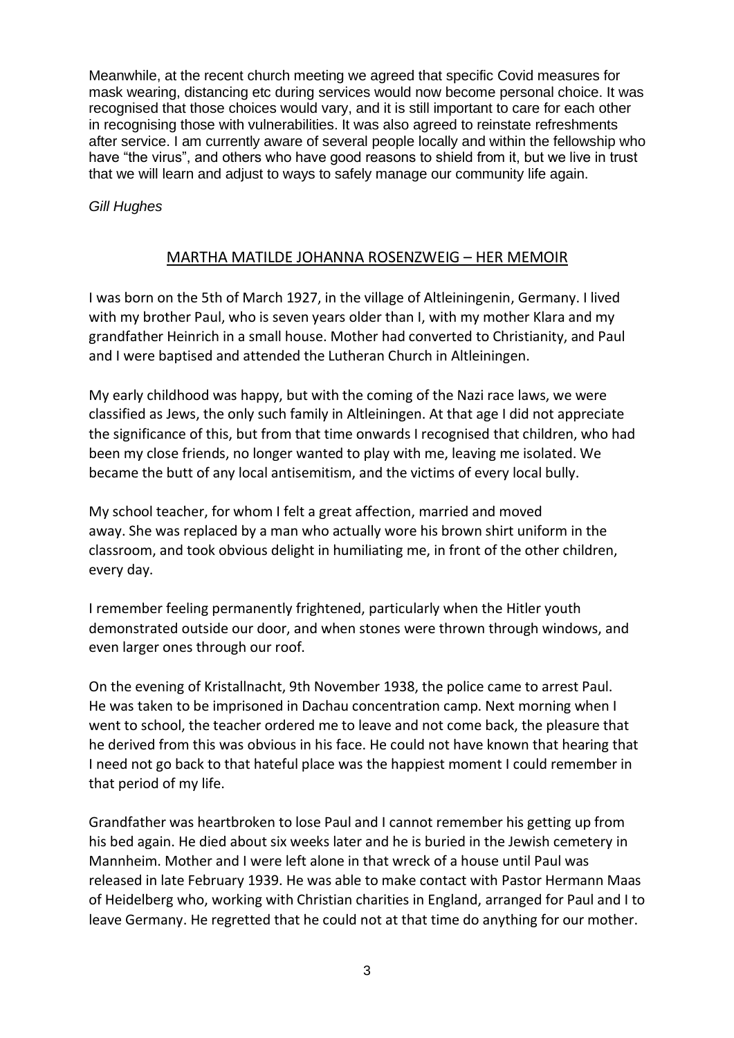Meanwhile, at the recent church meeting we agreed that specific Covid measures for mask wearing, distancing etc during services would now become personal choice. It was recognised that those choices would vary, and it is still important to care for each other in recognising those with vulnerabilities. It was also agreed to reinstate refreshments after service. I am currently aware of several people locally and within the fellowship who have "the virus", and others who have good reasons to shield from it, but we live in trust that we will learn and adjust to ways to safely manage our community life again.

*Gill Hughes*

## MARTHA MATILDE JOHANNA ROSENZWEIG – HER MEMOIR

I was born on the 5th of March 1927, in the village of Altleiningenin, Germany. I lived with my brother Paul, who is seven years older than I, with my mother Klara and my grandfather Heinrich in a small house. Mother had converted to Christianity, and Paul and I were baptised and attended the Lutheran Church in Altleiningen.

My early childhood was happy, but with the coming of the Nazi race laws, we were classified as Jews, the only such family in Altleiningen. At that age I did not appreciate the significance of this, but from that time onwards I recognised that children, who had been my close friends, no longer wanted to play with me, leaving me isolated. We became the butt of any local antisemitism, and the victims of every local bully.

My school teacher, for whom I felt a great affection, married and moved away. She was replaced by a man who actually wore his brown shirt uniform in the classroom, and took obvious delight in humiliating me, in front of the other children, every day.

I remember feeling permanently frightened, particularly when the Hitler youth demonstrated outside our door, and when stones were thrown through windows, and even larger ones through our roof.

On the evening of Kristallnacht, 9th November 1938, the police came to arrest Paul. He was taken to be imprisoned in Dachau concentration camp. Next morning when I went to school, the teacher ordered me to leave and not come back, the pleasure that he derived from this was obvious in his face. He could not have known that hearing that I need not go back to that hateful place was the happiest moment I could remember in that period of my life.

Grandfather was heartbroken to lose Paul and I cannot remember his getting up from his bed again. He died about six weeks later and he is buried in the Jewish cemetery in Mannheim. Mother and I were left alone in that wreck of a house until Paul was released in late February 1939. He was able to make contact with Pastor Hermann Maas of Heidelberg who, working with Christian charities in England, arranged for Paul and I to leave Germany. He regretted that he could not at that time do anything for our mother.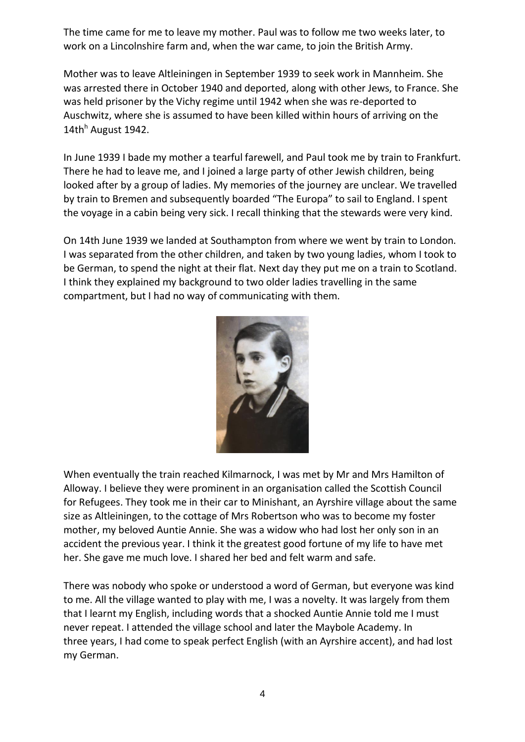The time came for me to leave my mother. Paul was to follow me two weeks later, to work on a Lincolnshire farm and, when the war came, to join the British Army.

Mother was to leave Altleiningen in September 1939 to seek work in Mannheim. She was arrested there in October 1940 and deported, along with other Jews, to France. She was held prisoner by the Vichy regime until 1942 when she was re-deported to Auschwitz, where she is assumed to have been killed within hours of arriving on the 14th[h] August 1942.

In June 1939 I bade my mother a tearful farewell, and Paul took me by train to Frankfurt. There he had to leave me, and I joined a large party of other Jewish children, being looked after by a group of ladies. My memories of the journey are unclear. We travelled by train to Bremen and subsequently boarded "The Europa" to sail to England. I spent the voyage in a cabin being very sick. I recall thinking that the stewards were very kind.

On 14th June 1939 we landed at Southampton from where we went by train to London. I was separated from the other children, and taken by two young ladies, whom I took to be German, to spend the night at their flat. Next day they put me on a train to Scotland. I think they explained my background to two older ladies travelling in the same compartment, but I had no way of communicating with them.

When eventually the train reached Kilmarnock, I was met by Mr and Mrs Hamilton of Alloway. I believe they were prominent in an organisation called the Scottish Council for Refugees. They took me in their car to Minishant, an Ayrshire village about the same size as Altleiningen, to the cottage of Mrs Robertson who was to become my foster mother, my beloved Auntie Annie. She was a widow who had lost her only son in an accident the previous year. I think it the greatest good fortune of my life to have met her. She gave me much love. I shared her bed and felt warm and safe.

There was nobody who spoke or understood a word of German, but everyone was kind to me. All the village wanted to play with me, I was a novelty. It was largely from them that I learnt my English, including words that a shocked Auntie Annie told me I must never repeat. I attended the village school and later the Maybole Academy. In three years, I had come to speak perfect English (with an Ayrshire accent), and had lost my German.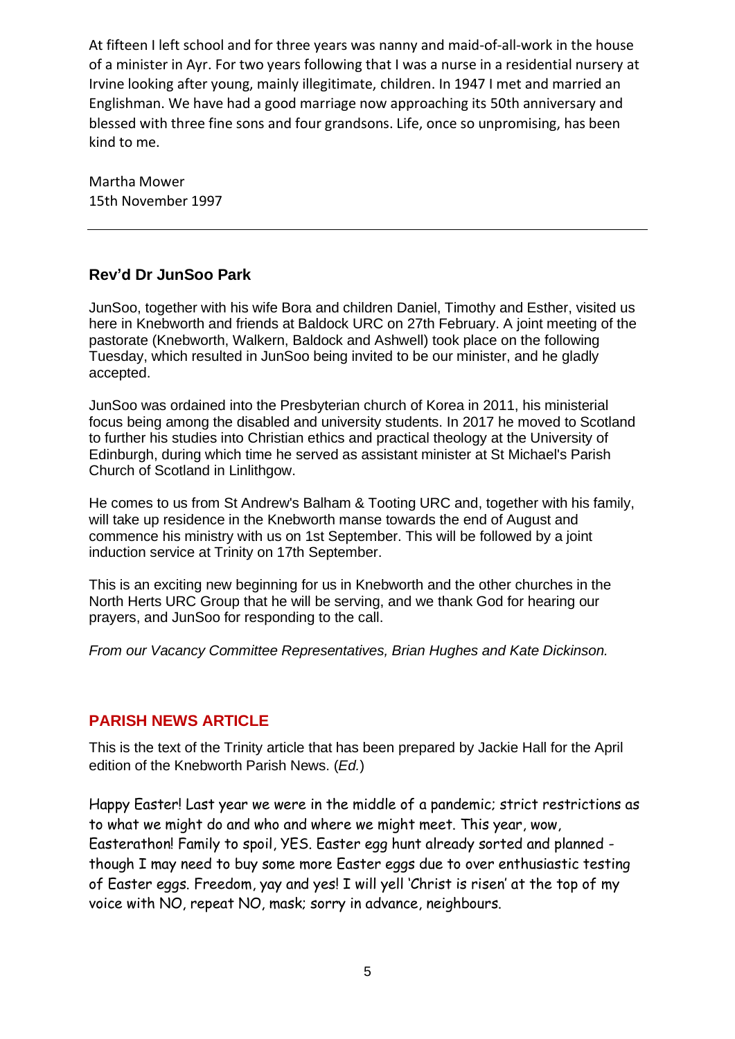At fifteen I left school and for three years was nanny and maid-of-all-work in the house of a minister in Ayr. For two years following that I was a nurse in a residential nursery at Irvine looking after young, mainly illegitimate, children. In 1947 I met and married an Englishman. We have had a good marriage now approaching its 50th anniversary and blessed with three fine sons and four grandsons. Life, once so unpromising, has been kind to me.

Martha Mower
15th November 1997

---

### Rev'd Dr JunSoo Park

JunSoo, together with his wife Bora and children Daniel, Timothy and Esther, visited us here in Knebworth and friends at Baldock URC on 27th February. A joint meeting of the pastorate (Knebworth, Walkern, Baldock and Ashwell) took place on the following Tuesday, which resulted in JunSoo being invited to be our minister, and he gladly accepted.

JunSoo was ordained into the Presbyterian church of Korea in 2011, his ministerial focus being among the disabled and university students. In 2017 he moved to Scotland to further his studies into Christian ethics and practical theology at the University of Edinburgh, during which time he served as assistant minister at St Michael's Parish Church of Scotland in Linlithgow.

He comes to us from St Andrew's Balham & Tooting URC and, together with his family, will take up residence in the Knebworth manse towards the end of August and commence his ministry with us on 1st September. This will be followed by a joint induction service at Trinity on 17th September.

This is an exciting new beginning for us in Knebworth and the other churches in the North Herts URC Group that he will be serving, and we thank God for hearing our prayers, and JunSoo for responding to the call.

*From our Vacancy Committee Representatives, Brian Hughes and Kate Dickinson.*

### PARISH NEWS ARTICLE

This is the text of the Trinity article that has been prepared by Jackie Hall for the April edition of the Knebworth Parish News. (*Ed.*)

Happy Easter! Last year we were in the middle of a pandemic; strict restrictions as to what we might do and who and where we might meet. This year, wow, Easterathon! Family to spoil, YES. Easter egg hunt already sorted and planned - though I may need to buy some more Easter eggs due to over enthusiastic testing of Easter eggs. Freedom, yay and yes! I will yell 'Christ is risen' at the top of my voice with NO, repeat NO, mask; sorry in advance, neighbours.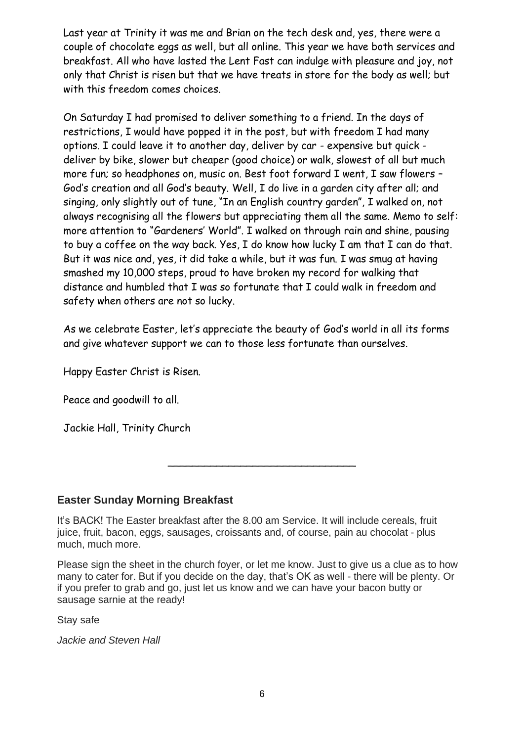Last year at Trinity it was me and Brian on the tech desk and, yes, there were a couple of chocolate eggs as well, but all online. This year we have both services and breakfast. All who have lasted the Lent Fast can indulge with pleasure and joy, not only that Christ is risen but that we have treats in store for the body as well; but with this freedom comes choices.

On Saturday I had promised to deliver something to a friend. In the days of restrictions, I would have popped it in the post, but with freedom I had many options. I could leave it to another day, deliver by car - expensive but quick - deliver by bike, slower but cheaper (good choice) or walk, slowest of all but much more fun; so headphones on, music on. Best foot forward I went, I saw flowers – God's creation and all God's beauty. Well, I do live in a garden city after all; and singing, only slightly out of tune, "In an English country garden", I walked on, not always recognising all the flowers but appreciating them all the same. Memo to self: more attention to "Gardeners' World". I walked on through rain and shine, pausing to buy a coffee on the way back. Yes, I do know how lucky I am that I can do that. But it was nice and, yes, it did take a while, but it was fun. I was smug at having smashed my 10,000 steps, proud to have broken my record for walking that distance and humbled that I was so fortunate that I could walk in freedom and safety when others are not so lucky.

As we celebrate Easter, let's appreciate the beauty of God's world in all its forms and give whatever support we can to those less fortunate than ourselves.

Happy Easter Christ is Risen.

Peace and goodwill to all.

Jackie Hall, Trinity Church

---

### Easter Sunday Morning Breakfast

It's BACK! The Easter breakfast after the 8.00 am Service. It will include cereals, fruit juice, fruit, bacon, eggs, sausages, croissants and, of course, pain au chocolat - plus much, much more.

Please sign the sheet in the church foyer, or let me know. Just to give us a clue as to how many to cater for. But if you decide on the day, that's OK as well - there will be plenty. Or if you prefer to grab and go, just let us know and we can have your bacon butty or sausage sarnie at the ready!

Stay safe

*Jackie and Steven Hall*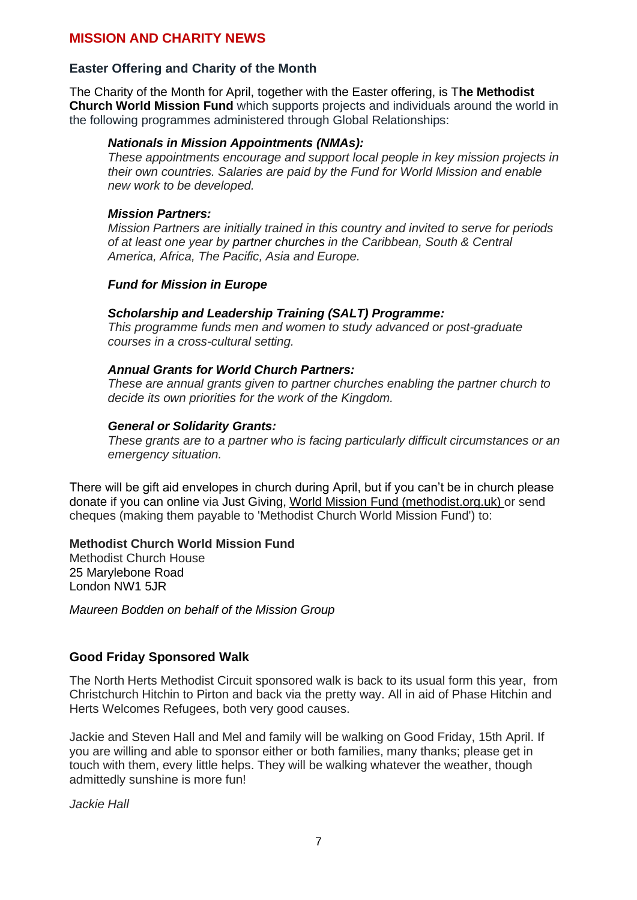## MISSION AND CHARITY NEWS

### Easter Offering and Charity of the Month

The Charity of the Month for April, together with the Easter offering, is T**he Methodist Church World Mission Fund** which supports projects and individuals around the world in the following programmes administered through Global Relationships:

> ***Nationals in Mission Appointments (NMAs):***
> *These appointments encourage and support local people in key mission projects in their own countries. Salaries are paid by the Fund for World Mission and enable new work to be developed.*
>
> ***Mission Partners:***
> *Mission Partners are initially trained in this country and invited to serve for periods of at least one year by partner churches in the Caribbean, South & Central America, Africa, The Pacific, Asia and Europe.*
>
> ***Fund for Mission in Europe***
>
> ***Scholarship and Leadership Training (SALT) Programme:***
> *This programme funds men and women to study advanced or post-graduate courses in a cross-cultural setting.*
>
> ***Annual Grants for World Church Partners:***
> *These are annual grants given to partner churches enabling the partner church to decide its own priorities for the work of the Kingdom.*
>
> ***General or Solidarity Grants:***
> *These grants are to a partner who is facing particularly difficult circumstances or an emergency situation.*

There will be gift aid envelopes in church during April, but if you can't be in church please donate if you can online via Just Giving, World Mission Fund (methodist.org.uk) or send cheques (making them payable to 'Methodist Church World Mission Fund') to:

**Methodist Church World Mission Fund**
Methodist Church House
25 Marylebone Road
London NW1 5JR

*Maureen Bodden on behalf of the Mission Group*

### Good Friday Sponsored Walk

The North Herts Methodist Circuit sponsored walk is back to its usual form this year, from Christchurch Hitchin to Pirton and back via the pretty way. All in aid of Phase Hitchin and Herts Welcomes Refugees, both very good causes.

Jackie and Steven Hall and Mel and family will be walking on Good Friday, 15th April. If you are willing and able to sponsor either or both families, many thanks; please get in touch with them, every little helps. They will be walking whatever the weather, though admittedly sunshine is more fun!

*Jackie Hall*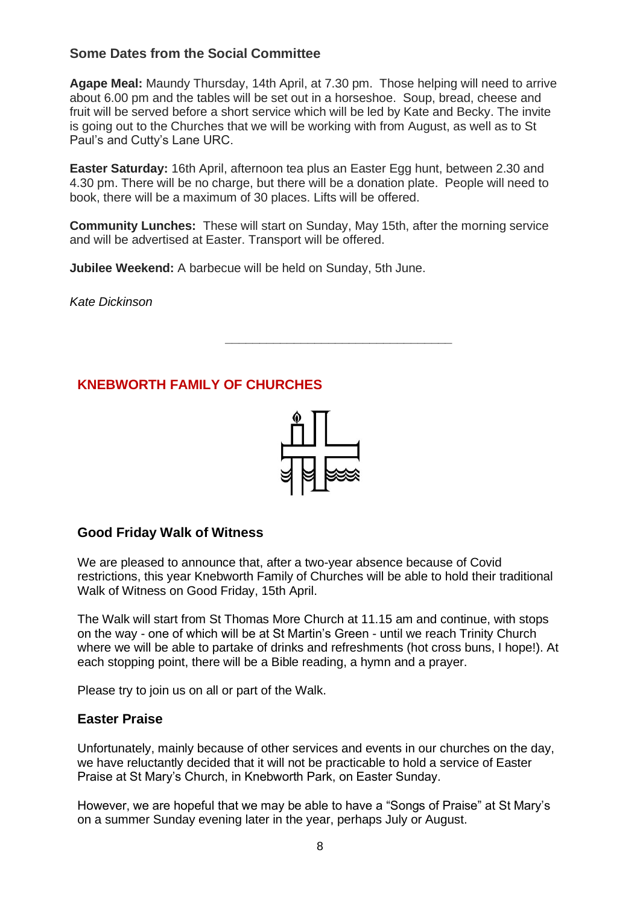### Some Dates from the Social Committee

**Agape Meal:** Maundy Thursday, 14th April, at 7.30 pm. Those helping will need to arrive about 6.00 pm and the tables will be set out in a horseshoe. Soup, bread, cheese and fruit will be served before a short service which will be led by Kate and Becky. The invite is going out to the Churches that we will be working with from August, as well as to St Paul's and Cutty's Lane URC.

**Easter Saturday:** 16th April, afternoon tea plus an Easter Egg hunt, between 2.30 and 4.30 pm. There will be no charge, but there will be a donation plate. People will need to book, there will be a maximum of 30 places. Lifts will be offered.

**Community Lunches:** These will start on Sunday, May 15th, after the morning service and will be advertised at Easter. Transport will be offered.

**Jubilee Weekend:** A barbecue will be held on Sunday, 5th June.

*Kate Dickinson*

---

## KNEBWORTH FAMILY OF CHURCHES

### Good Friday Walk of Witness

We are pleased to announce that, after a two-year absence because of Covid restrictions, this year Knebworth Family of Churches will be able to hold their traditional Walk of Witness on Good Friday, 15th April.

The Walk will start from St Thomas More Church at 11.15 am and continue, with stops on the way - one of which will be at St Martin's Green - until we reach Trinity Church where we will be able to partake of drinks and refreshments (hot cross buns, I hope!). At each stopping point, there will be a Bible reading, a hymn and a prayer.

Please try to join us on all or part of the Walk.

### Easter Praise

Unfortunately, mainly because of other services and events in our churches on the day, we have reluctantly decided that it will not be practicable to hold a service of Easter Praise at St Mary's Church, in Knebworth Park, on Easter Sunday.

However, we are hopeful that we may be able to have a "Songs of Praise" at St Mary's on a summer Sunday evening later in the year, perhaps July or August.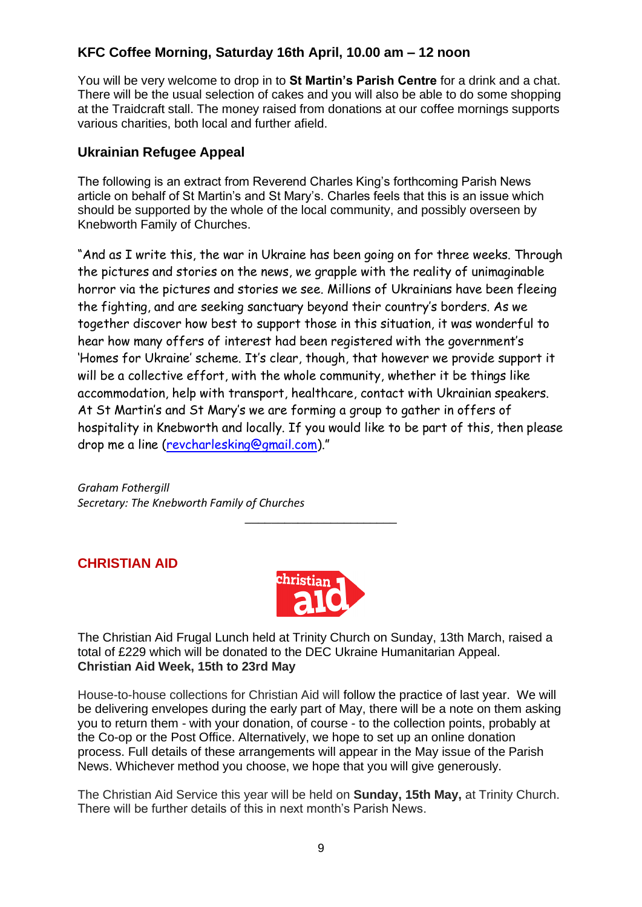## KFC Coffee Morning, Saturday 16th April, 10.00 am – 12 noon

You will be very welcome to drop in to **St Martin's Parish Centre** for a drink and a chat. There will be the usual selection of cakes and you will also be able to do some shopping at the Traidcraft stall. The money raised from donations at our coffee mornings supports various charities, both local and further afield.

## Ukrainian Refugee Appeal

The following is an extract from Reverend Charles King's forthcoming Parish News article on behalf of St Martin's and St Mary's. Charles feels that this is an issue which should be supported by the whole of the local community, and possibly overseen by Knebworth Family of Churches.

"And as I write this, the war in Ukraine has been going on for three weeks. Through the pictures and stories on the news, we grapple with the reality of unimaginable horror via the pictures and stories we see. Millions of Ukrainians have been fleeing the fighting, and are seeking sanctuary beyond their country's borders. As we together discover how best to support those in this situation, it was wonderful to hear how many offers of interest had been registered with the government's 'Homes for Ukraine' scheme. It's clear, though, that however we provide support it will be a collective effort, with the whole community, whether it be things like accommodation, help with transport, healthcare, contact with Ukrainian speakers. At St Martin's and St Mary's we are forming a group to gather in offers of hospitality in Knebworth and locally. If you would like to be part of this, then please drop me a line (revcharlesking@gmail.com)."

*Graham Fothergill*
*Secretary: The Knebworth Family of Churches*

---

## CHRISTIAN AID

The Christian Aid Frugal Lunch held at Trinity Church on Sunday, 13th March, raised a total of £229 which will be donated to the DEC Ukraine Humanitarian Appeal.

**Christian Aid Week, 15th to 23rd May**

House-to-house collections for Christian Aid will follow the practice of last year. We will be delivering envelopes during the early part of May, there will be a note on them asking you to return them - with your donation, of course - to the collection points, probably at the Co-op or the Post Office. Alternatively, we hope to set up an online donation process. Full details of these arrangements will appear in the May issue of the Parish News. Whichever method you choose, we hope that you will give generously.

The Christian Aid Service this year will be held on **Sunday, 15th May,** at Trinity Church. There will be further details of this in next month's Parish News.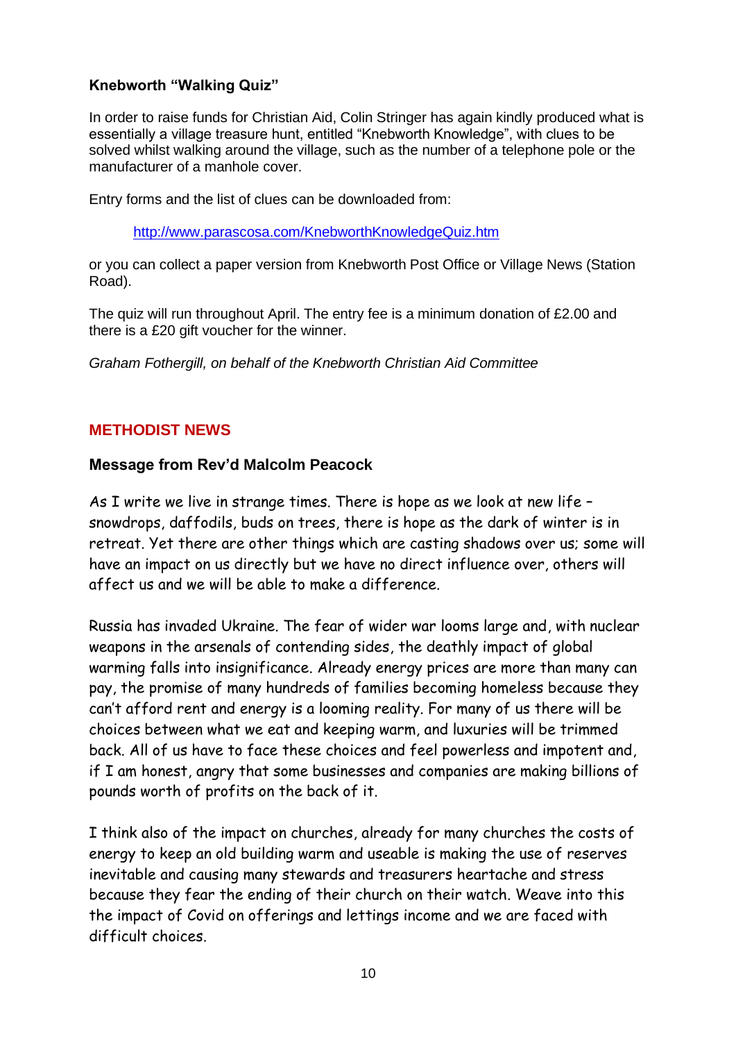### Knebworth "Walking Quiz"

In order to raise funds for Christian Aid, Colin Stringer has again kindly produced what is essentially a village treasure hunt, entitled "Knebworth Knowledge", with clues to be solved whilst walking around the village, such as the number of a telephone pole or the manufacturer of a manhole cover.

Entry forms and the list of clues can be downloaded from:

http://www.parascosa.com/KnebworthKnowledgeQuiz.htm

or you can collect a paper version from Knebworth Post Office or Village News (Station Road).

The quiz will run throughout April. The entry fee is a minimum donation of £2.00 and there is a £20 gift voucher for the winner.

*Graham Fothergill, on behalf of the Knebworth Christian Aid Committee*

## METHODIST NEWS

### Message from Rev'd Malcolm Peacock

As I write we live in strange times. There is hope as we look at new life – snowdrops, daffodils, buds on trees, there is hope as the dark of winter is in retreat. Yet there are other things which are casting shadows over us; some will have an impact on us directly but we have no direct influence over, others will affect us and we will be able to make a difference.

Russia has invaded Ukraine. The fear of wider war looms large and, with nuclear weapons in the arsenals of contending sides, the deathly impact of global warming falls into insignificance. Already energy prices are more than many can pay, the promise of many hundreds of families becoming homeless because they can't afford rent and energy is a looming reality. For many of us there will be choices between what we eat and keeping warm, and luxuries will be trimmed back. All of us have to face these choices and feel powerless and impotent and, if I am honest, angry that some businesses and companies are making billions of pounds worth of profits on the back of it.

I think also of the impact on churches, already for many churches the costs of energy to keep an old building warm and useable is making the use of reserves inevitable and causing many stewards and treasurers heartache and stress because they fear the ending of their church on their watch. Weave into this the impact of Covid on offerings and lettings income and we are faced with difficult choices.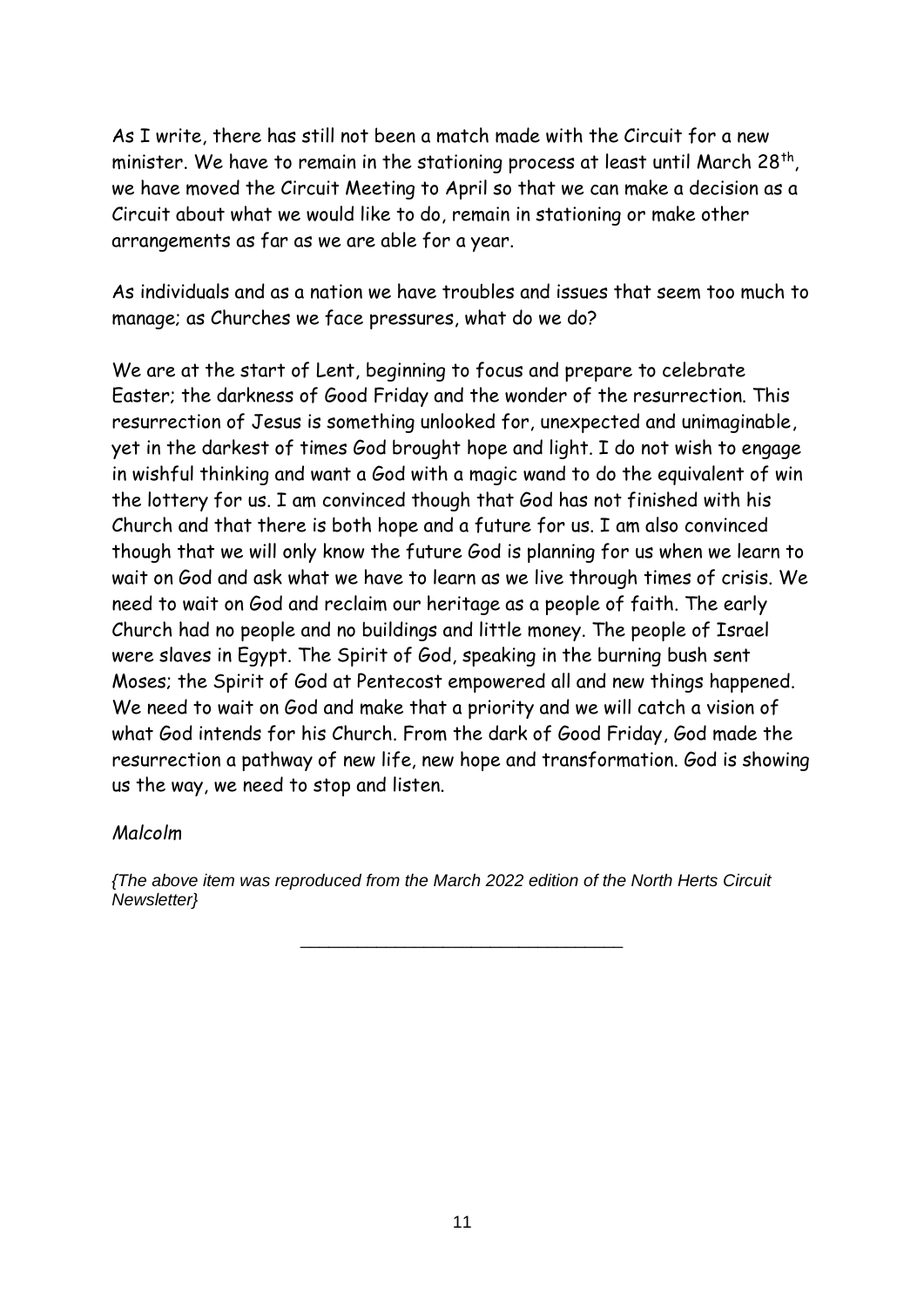As I write, there has still not been a match made with the Circuit for a new minister. We have to remain in the stationing process at least until March 28th, we have moved the Circuit Meeting to April so that we can make a decision as a Circuit about what we would like to do, remain in stationing or make other arrangements as far as we are able for a year.

As individuals and as a nation we have troubles and issues that seem too much to manage; as Churches we face pressures, what do we do?

We are at the start of Lent, beginning to focus and prepare to celebrate Easter; the darkness of Good Friday and the wonder of the resurrection. This resurrection of Jesus is something unlooked for, unexpected and unimaginable, yet in the darkest of times God brought hope and light. I do not wish to engage in wishful thinking and want a God with a magic wand to do the equivalent of win the lottery for us. I am convinced though that God has not finished with his Church and that there is both hope and a future for us. I am also convinced though that we will only know the future God is planning for us when we learn to wait on God and ask what we have to learn as we live through times of crisis. We need to wait on God and reclaim our heritage as a people of faith. The early Church had no people and no buildings and little money. The people of Israel were slaves in Egypt. The Spirit of God, speaking in the burning bush sent Moses; the Spirit of God at Pentecost empowered all and new things happened. We need to wait on God and make that a priority and we will catch a vision of what God intends for his Church. From the dark of Good Friday, God made the resurrection a pathway of new life, new hope and transformation. God is showing us the way, we need to stop and listen.

*Malcolm*

*{The above item was reproduced from the March 2022 edition of the North Herts Circuit Newsletter}*

---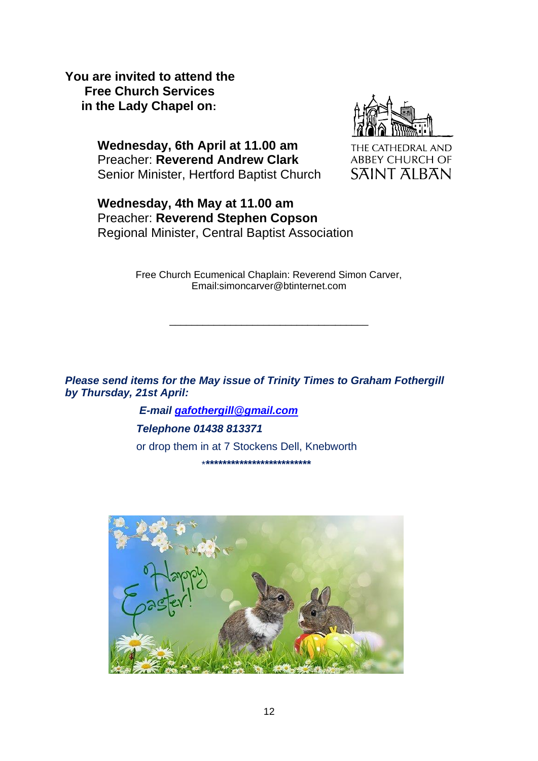**You are invited to attend the Free Church Services in the Lady Chapel on:**

THE CATHEDRAL AND ABBEY CHURCH OF SAINT ALBAN

**Wednesday, 6th April at 11.00 am**
Preacher: **Reverend Andrew Clark**
Senior Minister, Hertford Baptist Church

**Wednesday, 4th May at 11.00 am**
Preacher: **Reverend Stephen Copson**
Regional Minister, Central Baptist Association

Free Church Ecumenical Chaplain: Reverend Simon Carver,
Email:simoncarver@btinternet.com

---

***Please send items for the May issue of Trinity Times to Graham Fothergill by Thursday, 21st April:***

***E-mail gafothergill@gmail.com***

***Telephone 01438 813371***

or drop them in at 7 Stockens Dell, Knebworth

***************************